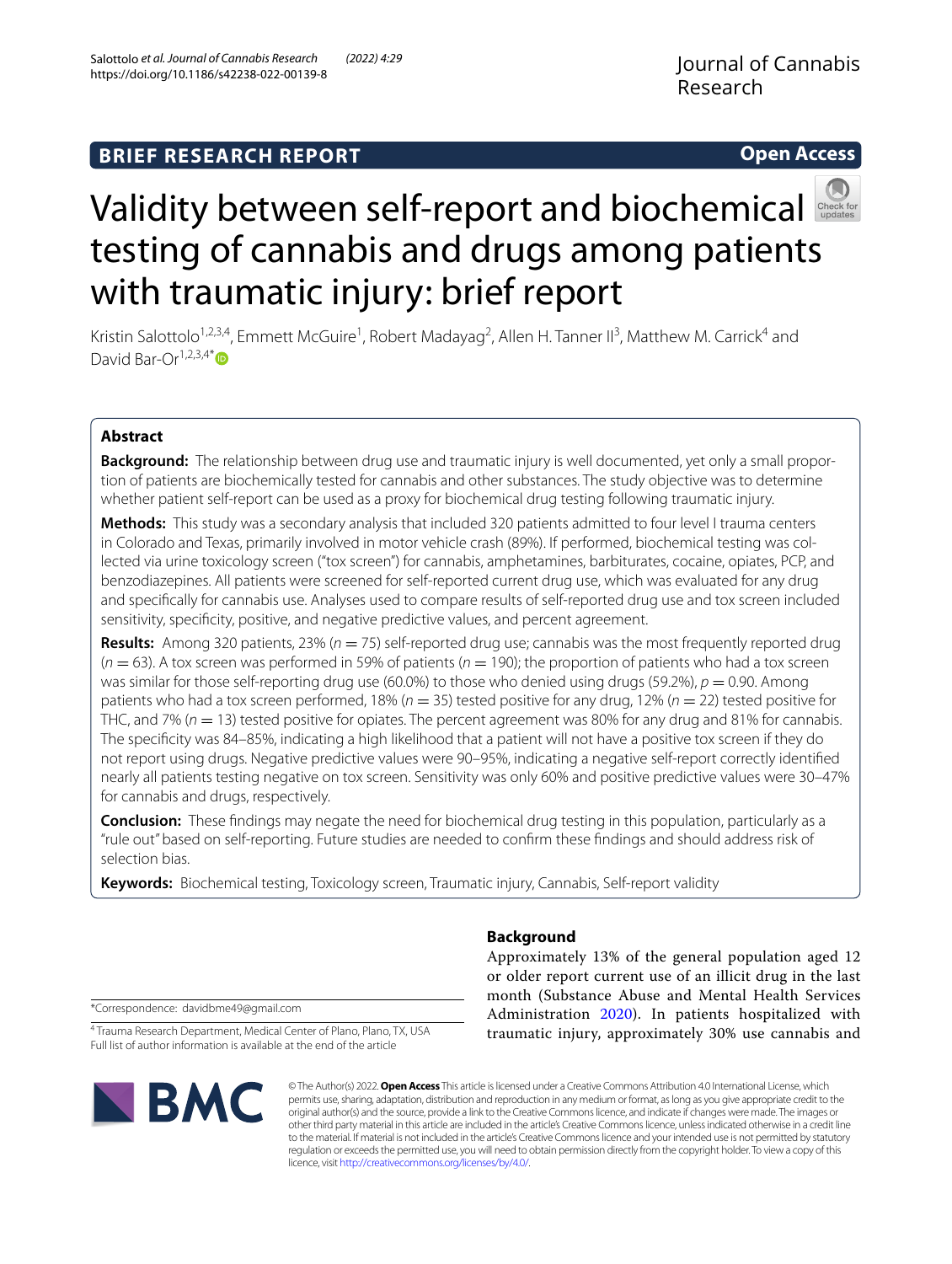BRIEF RESEARCH REPORT

Open Access

# Validity between self-report and biochemical testing of cannabis and drugs among patients with traumatic injury: brief report

Kristin Salottolo[1,2,3,4], Emmett McGuire[1], Robert Madayag[2], Allen H. Tanner II[3], Matthew M. Carrick[4] and David Bar-Or[1,2,3,4*]

## Abstract

**Background:** The relationship between drug use and traumatic injury is well documented, yet only a small proportion of patients are biochemically tested for cannabis and other substances. The study objective was to determine whether patient self-report can be used as a proxy for biochemical drug testing following traumatic injury.

**Methods:** This study was a secondary analysis that included 320 patients admitted to four level I trauma centers in Colorado and Texas, primarily involved in motor vehicle crash (89%). If performed, biochemical testing was collected via urine toxicology screen ("tox screen") for cannabis, amphetamines, barbiturates, cocaine, opiates, PCP, and benzodiazepines. All patients were screened for self-reported current drug use, which was evaluated for any drug and specifically for cannabis use. Analyses used to compare results of self-reported drug use and tox screen included sensitivity, specificity, positive, and negative predictive values, and percent agreement.

**Results:** Among 320 patients, 23% ($n = 75$) self-reported drug use; cannabis was the most frequently reported drug ($n = 63$). A tox screen was performed in 59% of patients ($n = 190$); the proportion of patients who had a tox screen was similar for those self-reporting drug use (60.0%) to those who denied using drugs (59.2%), $p = 0.90$. Among patients who had a tox screen performed, 18% ($n = 35$) tested positive for any drug, 12% ($n = 22$) tested positive for THC, and 7% ($n = 13$) tested positive for opiates. The percent agreement was 80% for any drug and 81% for cannabis. The specificity was 84–85%, indicating a high likelihood that a patient will not have a positive tox screen if they do not report using drugs. Negative predictive values were 90–95%, indicating a negative self-report correctly identified nearly all patients testing negative on tox screen. Sensitivity was only 60% and positive predictive values were 30–47% for cannabis and drugs, respectively.

**Conclusion:** These findings may negate the need for biochemical drug testing in this population, particularly as a "rule out" based on self-reporting. Future studies are needed to confirm these findings and should address risk of selection bias.

**Keywords:** Biochemical testing, Toxicology screen, Traumatic injury, Cannabis, Self-report validity

*Correspondence: davidbme49@gmail.com

[4] Trauma Research Department, Medical Center of Plano, Plano, TX, USA
Full list of author information is available at the end of the article

## Background

Approximately 13% of the general population aged 12 or older report current use of an illicit drug in the last month (Substance Abuse and Mental Health Services Administration 2020). In patients hospitalized with traumatic injury, approximately 30% use cannabis and

© The Author(s) 2022. **Open Access** This article is licensed under a Creative Commons Attribution 4.0 International License, which permits use, sharing, adaptation, distribution and reproduction in any medium or format, as long as you give appropriate credit to the original author(s) and the source, provide a link to the Creative Commons licence, and indicate if changes were made. The images or other third party material in this article are included in the article's Creative Commons licence, unless indicated otherwise in a credit line to the material. If material is not included in the article's Creative Commons licence and your intended use is not permitted by statutory regulation or exceeds the permitted use, you will need to obtain permission directly from the copyright holder. To view a copy of this licence, visit http://creativecommons.org/licenses/by/4.0/.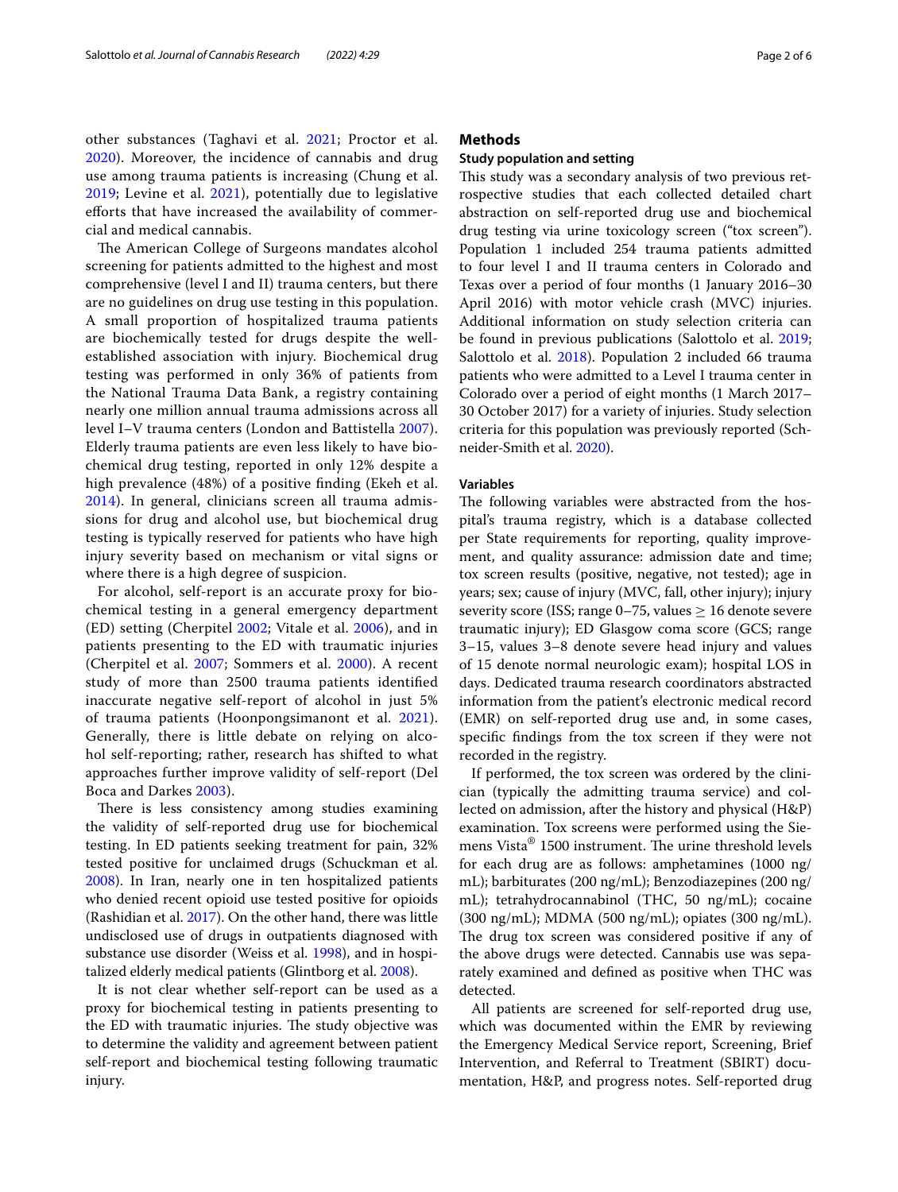other substances (Taghavi et al. 2021; Proctor et al. 2020). Moreover, the incidence of cannabis and drug use among trauma patients is increasing (Chung et al. 2019; Levine et al. 2021), potentially due to legislative efforts that have increased the availability of commercial and medical cannabis.

The American College of Surgeons mandates alcohol screening for patients admitted to the highest and most comprehensive (level I and II) trauma centers, but there are no guidelines on drug use testing in this population. A small proportion of hospitalized trauma patients are biochemically tested for drugs despite the well-established association with injury. Biochemical drug testing was performed in only 36% of patients from the National Trauma Data Bank, a registry containing nearly one million annual trauma admissions across all level I–V trauma centers (London and Battistella 2007). Elderly trauma patients are even less likely to have biochemical drug testing, reported in only 12% despite a high prevalence (48%) of a positive finding (Ekeh et al. 2014). In general, clinicians screen all trauma admissions for drug and alcohol use, but biochemical drug testing is typically reserved for patients who have high injury severity based on mechanism or vital signs or where there is a high degree of suspicion.

For alcohol, self-report is an accurate proxy for biochemical testing in a general emergency department (ED) setting (Cherpitel 2002; Vitale et al. 2006), and in patients presenting to the ED with traumatic injuries (Cherpitel et al. 2007; Sommers et al. 2000). A recent study of more than 2500 trauma patients identified inaccurate negative self-report of alcohol in just 5% of trauma patients (Hoonpongsimanont et al. 2021). Generally, there is little debate on relying on alcohol self-reporting; rather, research has shifted to what approaches further improve validity of self-report (Del Boca and Darkes 2003).

There is less consistency among studies examining the validity of self-reported drug use for biochemical testing. In ED patients seeking treatment for pain, 32% tested positive for unclaimed drugs (Schuckman et al. 2008). In Iran, nearly one in ten hospitalized patients who denied recent opioid use tested positive for opioids (Rashidian et al. 2017). On the other hand, there was little undisclosed use of drugs in outpatients diagnosed with substance use disorder (Weiss et al. 1998), and in hospitalized elderly medical patients (Glintborg et al. 2008).

It is not clear whether self-report can be used as a proxy for biochemical testing in patients presenting to the ED with traumatic injuries. The study objective was to determine the validity and agreement between patient self-report and biochemical testing following traumatic injury.

## Methods

### Study population and setting

This study was a secondary analysis of two previous retrospective studies that each collected detailed chart abstraction on self-reported drug use and biochemical drug testing via urine toxicology screen ("tox screen"). Population 1 included 254 trauma patients admitted to four level I and II trauma centers in Colorado and Texas over a period of four months (1 January 2016–30 April 2016) with motor vehicle crash (MVC) injuries. Additional information on study selection criteria can be found in previous publications (Salottolo et al. 2019; Salottolo et al. 2018). Population 2 included 66 trauma patients who were admitted to a Level I trauma center in Colorado over a period of eight months (1 March 2017–30 October 2017) for a variety of injuries. Study selection criteria for this population was previously reported (Schneider-Smith et al. 2020).

### Variables

The following variables were abstracted from the hospital's trauma registry, which is a database collected per State requirements for reporting, quality improvement, and quality assurance: admission date and time; tox screen results (positive, negative, not tested); age in years; sex; cause of injury (MVC, fall, other injury); injury severity score (ISS; range 0–75, values ≥ 16 denote severe traumatic injury); ED Glasgow coma score (GCS; range 3–15, values 3–8 denote severe head injury and values of 15 denote normal neurologic exam); hospital LOS in days. Dedicated trauma research coordinators abstracted information from the patient's electronic medical record (EMR) on self-reported drug use and, in some cases, specific findings from the tox screen if they were not recorded in the registry.

If performed, the tox screen was ordered by the clinician (typically the admitting trauma service) and collected on admission, after the history and physical (H&P) examination. Tox screens were performed using the Siemens Vista® 1500 instrument. The urine threshold levels for each drug are as follows: amphetamines (1000 ng/mL); barbiturates (200 ng/mL); Benzodiazepines (200 ng/mL); tetrahydrocannabinol (THC, 50 ng/mL); cocaine (300 ng/mL); MDMA (500 ng/mL); opiates (300 ng/mL). The drug tox screen was considered positive if any of the above drugs were detected. Cannabis use was separately examined and defined as positive when THC was detected.

All patients are screened for self-reported drug use, which was documented within the EMR by reviewing the Emergency Medical Service report, Screening, Brief Intervention, and Referral to Treatment (SBIRT) documentation, H&P, and progress notes. Self-reported drug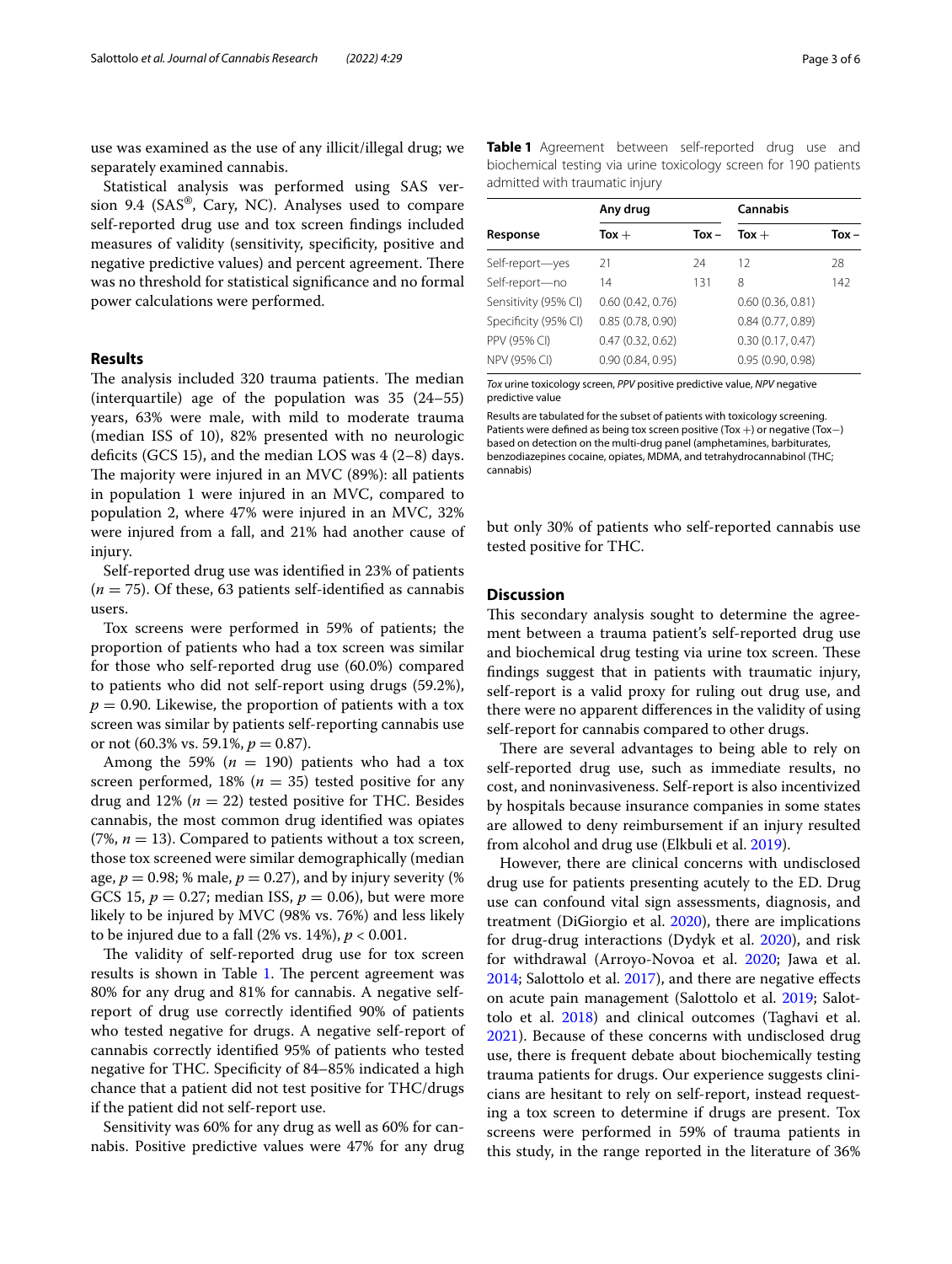use was examined as the use of any illicit/illegal drug; we separately examined cannabis.

Statistical analysis was performed using SAS version 9.4 (SAS®, Cary, NC). Analyses used to compare self-reported drug use and tox screen findings included measures of validity (sensitivity, specificity, positive and negative predictive values) and percent agreement. There was no threshold for statistical significance and no formal power calculations were performed.

## Results

The analysis included 320 trauma patients. The median (interquartile) age of the population was 35 (24–55) years, 63% were male, with mild to moderate trauma (median ISS of 10), 82% presented with no neurologic deficits (GCS 15), and the median LOS was 4 (2–8) days. The majority were injured in an MVC (89%): all patients in population 1 were injured in an MVC, compared to population 2, where 47% were injured in an MVC, 32% were injured from a fall, and 21% had another cause of injury.

Self-reported drug use was identified in 23% of patients ($n = 75$). Of these, 63 patients self-identified as cannabis users.

Tox screens were performed in 59% of patients; the proportion of patients who had a tox screen was similar for those who self-reported drug use (60.0%) compared to patients who did not self-report using drugs (59.2%), $p = 0.90$. Likewise, the proportion of patients with a tox screen was similar by patients self-reporting cannabis use or not (60.3% vs. 59.1%, $p = 0.87$).

Among the 59% ($n = 190$) patients who had a tox screen performed, 18% ($n = 35$) tested positive for any drug and 12% ($n = 22$) tested positive for THC. Besides cannabis, the most common drug identified was opiates (7%, $n = 13$). Compared to patients without a tox screen, those tox screened were similar demographically (median age, $p = 0.98$; % male, $p = 0.27$), and by injury severity (% GCS 15, $p = 0.27$; median ISS, $p = 0.06$), but were more likely to be injured by MVC (98% vs. 76%) and less likely to be injured due to a fall (2% vs. 14%), $p < 0.001$.

The validity of self-reported drug use for tox screen results is shown in Table 1. The percent agreement was 80% for any drug and 81% for cannabis. A negative self-report of drug use correctly identified 90% of patients who tested negative for drugs. A negative self-report of cannabis correctly identified 95% of patients who tested negative for THC. Specificity of 84–85% indicated a high chance that a patient did not test positive for THC/drugs if the patient did not self-report use.

Sensitivity was 60% for any drug as well as 60% for cannabis. Positive predictive values were 47% for any drug but only 30% of patients who self-reported cannabis use tested positive for THC.

**Table 1** Agreement between self-reported drug use and biochemical testing via urine toxicology screen for 190 patients admitted with traumatic injury

| | Any drug | | Cannabis | |
|---|---|---|---|---|
| **Response** | **Tox +** | **Tox –** | **Tox +** | **Tox –** |
| Self-report—yes | 21 | 24 | 12 | 28 |
| Self-report—no | 14 | 131 | 8 | 142 |
| Sensitivity (95% CI) | 0.60 (0.42, 0.76) | | 0.60 (0.36, 0.81) | |
| Specificity (95% CI) | 0.85 (0.78, 0.90) | | 0.84 (0.77, 0.89) | |
| PPV (95% CI) | 0.47 (0.32, 0.62) | | 0.30 (0.17, 0.47) | |
| NPV (95% CI) | 0.90 (0.84, 0.95) | | 0.95 (0.90, 0.98) | |

*Tox* urine toxicology screen, *PPV* positive predictive value, *NPV* negative predictive value

Results are tabulated for the subset of patients with toxicology screening. Patients were defined as being tox screen positive (Tox +) or negative (Tox−) based on detection on the multi-drug panel (amphetamines, barbiturates, benzodiazepines cocaine, opiates, MDMA, and tetrahydrocannabinol (THC; cannabis)

## Discussion

This secondary analysis sought to determine the agreement between a trauma patient's self-reported drug use and biochemical drug testing via urine tox screen. These findings suggest that in patients with traumatic injury, self-report is a valid proxy for ruling out drug use, and there were no apparent differences in the validity of using self-report for cannabis compared to other drugs.

There are several advantages to being able to rely on self-reported drug use, such as immediate results, no cost, and noninvasiveness. Self-report is also incentivized by hospitals because insurance companies in some states are allowed to deny reimbursement if an injury resulted from alcohol and drug use (Elkbuli et al. 2019).

However, there are clinical concerns with undisclosed drug use for patients presenting acutely to the ED. Drug use can confound vital sign assessments, diagnosis, and treatment (DiGiorgio et al. 2020), there are implications for drug-drug interactions (Dydyk et al. 2020), and risk for withdrawal (Arroyo-Novoa et al. 2020; Jawa et al. 2014; Salottolo et al. 2017), and there are negative effects on acute pain management (Salottolo et al. 2019; Salottolo et al. 2018) and clinical outcomes (Taghavi et al. 2021). Because of these concerns with undisclosed drug use, there is frequent debate about biochemically testing trauma patients for drugs. Our experience suggests clinicians are hesitant to rely on self-report, instead requesting a tox screen to determine if drugs are present. Tox screens were performed in 59% of trauma patients in this study, in the range reported in the literature of 36%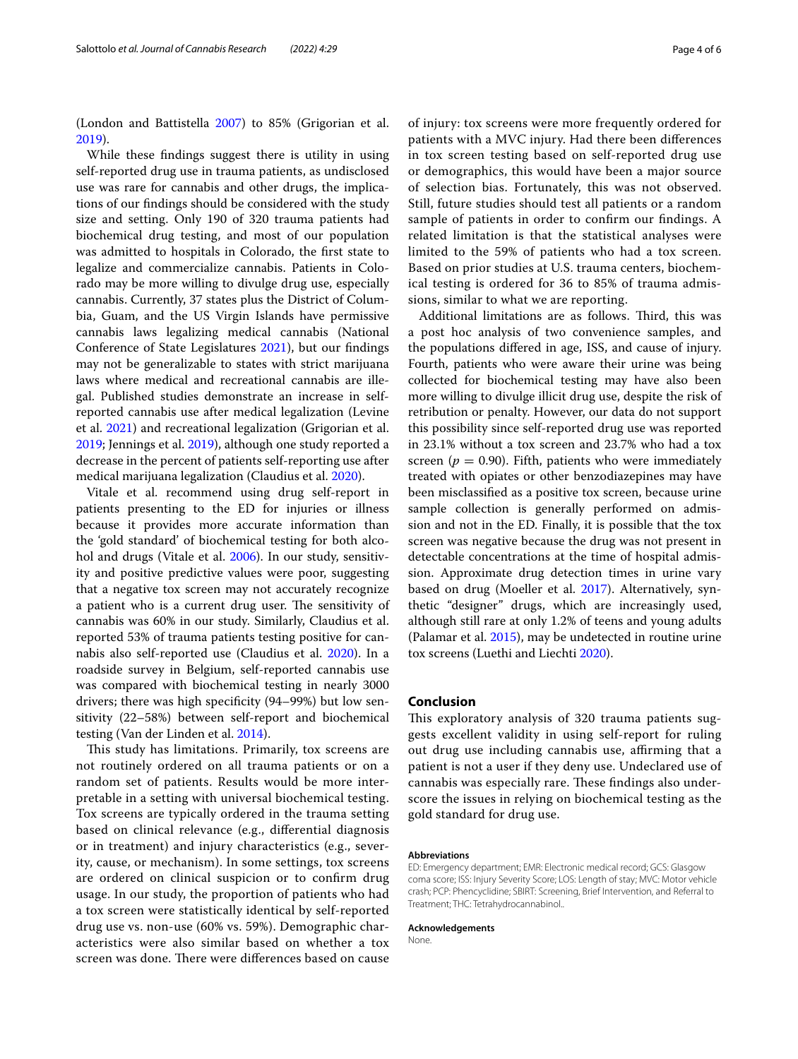(London and Battistella 2007) to 85% (Grigorian et al. 2019).

While these findings suggest there is utility in using self-reported drug use in trauma patients, as undisclosed use was rare for cannabis and other drugs, the implications of our findings should be considered with the study size and setting. Only 190 of 320 trauma patients had biochemical drug testing, and most of our population was admitted to hospitals in Colorado, the first state to legalize and commercialize cannabis. Patients in Colorado may be more willing to divulge drug use, especially cannabis. Currently, 37 states plus the District of Columbia, Guam, and the US Virgin Islands have permissive cannabis laws legalizing medical cannabis (National Conference of State Legislatures 2021), but our findings may not be generalizable to states with strict marijuana laws where medical and recreational cannabis are illegal. Published studies demonstrate an increase in self-reported cannabis use after medical legalization (Levine et al. 2021) and recreational legalization (Grigorian et al. 2019; Jennings et al. 2019), although one study reported a decrease in the percent of patients self-reporting use after medical marijuana legalization (Claudius et al. 2020).

Vitale et al. recommend using drug self-report in patients presenting to the ED for injuries or illness because it provides more accurate information than the 'gold standard' of biochemical testing for both alcohol and drugs (Vitale et al. 2006). In our study, sensitivity and positive predictive values were poor, suggesting that a negative tox screen may not accurately recognize a patient who is a current drug user. The sensitivity of cannabis was 60% in our study. Similarly, Claudius et al. reported 53% of trauma patients testing positive for cannabis also self-reported use (Claudius et al. 2020). In a roadside survey in Belgium, self-reported cannabis use was compared with biochemical testing in nearly 3000 drivers; there was high specificity (94–99%) but low sensitivity (22–58%) between self-report and biochemical testing (Van der Linden et al. 2014).

This study has limitations. Primarily, tox screens are not routinely ordered on all trauma patients or on a random set of patients. Results would be more interpretable in a setting with universal biochemical testing. Tox screens are typically ordered in the trauma setting based on clinical relevance (e.g., differential diagnosis or in treatment) and injury characteristics (e.g., severity, cause, or mechanism). In some settings, tox screens are ordered on clinical suspicion or to confirm drug usage. In our study, the proportion of patients who had a tox screen were statistically identical by self-reported drug use vs. non-use (60% vs. 59%). Demographic characteristics were also similar based on whether a tox screen was done. There were differences based on cause of injury: tox screens were more frequently ordered for patients with a MVC injury. Had there been differences in tox screen testing based on self-reported drug use or demographics, this would have been a major source of selection bias. Fortunately, this was not observed. Still, future studies should test all patients or a random sample of patients in order to confirm our findings. A related limitation is that the statistical analyses were limited to the 59% of patients who had a tox screen. Based on prior studies at U.S. trauma centers, biochemical testing is ordered for 36 to 85% of trauma admissions, similar to what we are reporting.

Additional limitations are as follows. Third, this was a post hoc analysis of two convenience samples, and the populations differed in age, ISS, and cause of injury. Fourth, patients who were aware their urine was being collected for biochemical testing may have also been more willing to divulge illicit drug use, despite the risk of retribution or penalty. However, our data do not support this possibility since self-reported drug use was reported in 23.1% without a tox screen and 23.7% who had a tox screen ($p = 0.90$). Fifth, patients who were immediately treated with opiates or other benzodiazepines may have been misclassified as a positive tox screen, because urine sample collection is generally performed on admission and not in the ED. Finally, it is possible that the tox screen was negative because the drug was not present in detectable concentrations at the time of hospital admission. Approximate drug detection times in urine vary based on drug (Moeller et al. 2017). Alternatively, synthetic "designer" drugs, which are increasingly used, although still rare at only 1.2% of teens and young adults (Palamar et al. 2015), may be undetected in routine urine tox screens (Luethi and Liechti 2020).

## Conclusion

This exploratory analysis of 320 trauma patients suggests excellent validity in using self-report for ruling out drug use including cannabis use, affirming that a patient is not a user if they deny use. Undeclared use of cannabis was especially rare. These findings also underscore the issues in relying on biochemical testing as the gold standard for drug use.

**Abbreviations**

ED: Emergency department; EMR: Electronic medical record; GCS: Glasgow coma score; ISS: Injury Severity Score; LOS: Length of stay; MVC: Motor vehicle crash; PCP: Phencyclidine; SBIRT: Screening, Brief Intervention, and Referral to Treatment; THC: Tetrahydrocannabinol..

**Acknowledgements**

None.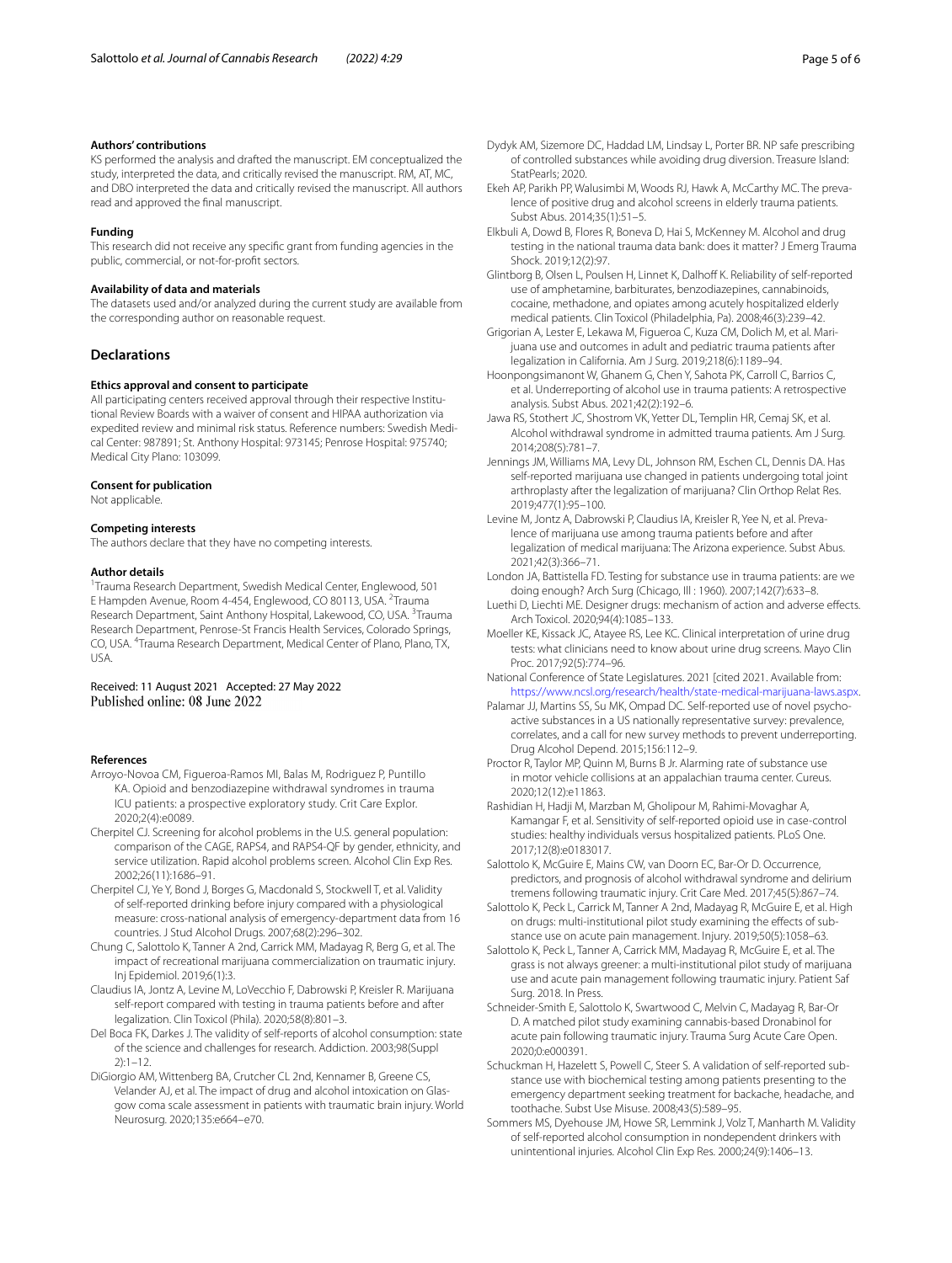### Authors' contributions

KS performed the analysis and drafted the manuscript. EM conceptualized the study, interpreted the data, and critically revised the manuscript. RM, AT, MC, and DBO interpreted the data and critically revised the manuscript. All authors read and approved the final manuscript.

### Funding

This research did not receive any specific grant from funding agencies in the public, commercial, or not-for-profit sectors.

### Availability of data and materials

The datasets used and/or analyzed during the current study are available from the corresponding author on reasonable request.

## Declarations

### Ethics approval and consent to participate

All participating centers received approval through their respective Institutional Review Boards with a waiver of consent and HIPAA authorization via expedited review and minimal risk status. Reference numbers: Swedish Medical Center: 987891; St. Anthony Hospital: 973145; Penrose Hospital: 975740; Medical City Plano: 103099.

### Consent for publication

Not applicable.

### Competing interests

The authors declare that they have no competing interests.

### Author details

[1]Trauma Research Department, Swedish Medical Center, Englewood, 501 E Hampden Avenue, Room 4-454, Englewood, CO 80113, USA. [2]Trauma Research Department, Saint Anthony Hospital, Lakewood, CO, USA. [3]Trauma Research Department, Penrose-St Francis Health Services, Colorado Springs, CO, USA. [4]Trauma Research Department, Medical Center of Plano, Plano, TX, USA.

Received: 11 August 2021 Accepted: 27 May 2022
Published online: 08 June 2022

### References

- Arroyo-Novoa CM, Figueroa-Ramos MI, Balas M, Rodriguez P, Puntillo KA. Opioid and benzodiazepine withdrawal syndromes in trauma ICU patients: a prospective exploratory study. Crit Care Explor. 2020;2(4):e0089.
- Cherpitel CJ. Screening for alcohol problems in the U.S. general population: comparison of the CAGE, RAPS4, and RAPS4-QF by gender, ethnicity, and service utilization. Rapid alcohol problems screen. Alcohol Clin Exp Res. 2002;26(11):1686–91.
- Cherpitel CJ, Ye Y, Bond J, Borges G, Macdonald S, Stockwell T, et al. Validity of self-reported drinking before injury compared with a physiological measure: cross-national analysis of emergency-department data from 16 countries. J Stud Alcohol Drugs. 2007;68(2):296–302.
- Chung C, Salottolo K, Tanner A 2nd, Carrick MM, Madayag R, Berg G, et al. The impact of recreational marijuana commercialization on traumatic injury. Inj Epidemiol. 2019;6(1):3.
- Claudius IA, Jontz A, Levine M, LoVecchio F, Dabrowski P, Kreisler R. Marijuana self-report compared with testing in trauma patients before and after legalization. Clin Toxicol (Phila). 2020;58(8):801–3.
- Del Boca FK, Darkes J. The validity of self-reports of alcohol consumption: state of the science and challenges for research. Addiction. 2003;98(Suppl 2):1–12.
- DiGiorgio AM, Wittenberg BA, Crutcher CL 2nd, Kennamer B, Greene CS, Velander AJ, et al. The impact of drug and alcohol intoxication on Glasgow coma scale assessment in patients with traumatic brain injury. World Neurosurg. 2020;135:e664–e70.
- Dydyk AM, Sizemore DC, Haddad LM, Lindsay L, Porter BR. NP safe prescribing of controlled substances while avoiding drug diversion. Treasure Island: StatPearls; 2020.
- Ekeh AP, Parikh PP, Walusimbi M, Woods RJ, Hawk A, McCarthy MC. The prevalence of positive drug and alcohol screens in elderly trauma patients. Subst Abus. 2014;35(1):51–5.
- Elkbuli A, Dowd B, Flores R, Boneva D, Hai S, McKenney M. Alcohol and drug testing in the national trauma data bank: does it matter? J Emerg Trauma Shock. 2019;12(2):97.
- Glintborg B, Olsen L, Poulsen H, Linnet K, Dalhoff K. Reliability of self-reported use of amphetamine, barbiturates, benzodiazepines, cannabinoids, cocaine, methadone, and opiates among acutely hospitalized elderly medical patients. Clin Toxicol (Philadelphia, Pa). 2008;46(3):239–42.
- Grigorian A, Lester E, Lekawa M, Figueroa C, Kuza CM, Dolich M, et al. Marijuana use and outcomes in adult and pediatric trauma patients after legalization in California. Am J Surg. 2019;218(6):1189–94.
- Hoonpongsimanont W, Ghanem G, Chen Y, Sahota PK, Carroll C, Barrios C, et al. Underreporting of alcohol use in trauma patients: A retrospective analysis. Subst Abus. 2021;42(2):192–6.
- Jawa RS, Stothert JC, Shostrom VK, Yetter DL, Templin HR, Cemaj SK, et al. Alcohol withdrawal syndrome in admitted trauma patients. Am J Surg. 2014;208(5):781–7.
- Jennings JM, Williams MA, Levy DL, Johnson RM, Eschen CL, Dennis DA. Has self-reported marijuana use changed in patients undergoing total joint arthroplasty after the legalization of marijuana? Clin Orthop Relat Res. 2019;477(1):95–100.
- Levine M, Jontz A, Dabrowski P, Claudius IA, Kreisler R, Yee N, et al. Prevalence of marijuana use among trauma patients before and after legalization of medical marijuana: The Arizona experience. Subst Abus. 2021;42(3):366–71.
- London JA, Battistella FD. Testing for substance use in trauma patients: are we doing enough? Arch Surg (Chicago, Ill : 1960). 2007;142(7):633–8.
- Luethi D, Liechti ME. Designer drugs: mechanism of action and adverse effects. Arch Toxicol. 2020;94(4):1085–133.
- Moeller KE, Kissack JC, Atayee RS, Lee KC. Clinical interpretation of urine drug tests: what clinicians need to know about urine drug screens. Mayo Clin Proc. 2017;92(5):774–96.
- National Conference of State Legislatures. 2021 [cited 2021. Available from: https://www.ncsl.org/research/health/state-medical-marijuana-laws.aspx.
- Palamar JJ, Martins SS, Su MK, Ompad DC. Self-reported use of novel psychoactive substances in a US nationally representative survey: prevalence, correlates, and a call for new survey methods to prevent underreporting. Drug Alcohol Depend. 2015;156:112–9.
- Proctor R, Taylor MP, Quinn M, Burns B Jr. Alarming rate of substance use in motor vehicle collisions at an appalachian trauma center. Cureus. 2020;12(12):e11863.
- Rashidian H, Hadji M, Marzban M, Gholipour M, Rahimi-Movaghar A, Kamangar F, et al. Sensitivity of self-reported opioid use in case-control studies: healthy individuals versus hospitalized patients. PLoS One. 2017;12(8):e0183017.
- Salottolo K, McGuire E, Mains CW, van Doorn EC, Bar-Or D. Occurrence, predictors, and prognosis of alcohol withdrawal syndrome and delirium tremens following traumatic injury. Crit Care Med. 2017;45(5):867–74.
- Salottolo K, Peck L, Carrick M, Tanner A 2nd, Madayag R, McGuire E, et al. High on drugs: multi-institutional pilot study examining the effects of substance use on acute pain management. Injury. 2019;50(5):1058–63.
- Salottolo K, Peck L, Tanner A, Carrick MM, Madayag R, McGuire E, et al. The grass is not always greener: a multi-institutional pilot study of marijuana use and acute pain management following traumatic injury. Patient Saf Surg. 2018. In Press.
- Schneider-Smith E, Salottolo K, Swartwood C, Melvin C, Madayag R, Bar-Or D. A matched pilot study examining cannabis-based Dronabinol for acute pain following traumatic injury. Trauma Surg Acute Care Open. 2020;0:e000391.
- Schuckman H, Hazelett S, Powell C, Steer S. A validation of self-reported substance use with biochemical testing among patients presenting to the emergency department seeking treatment for backache, headache, and toothache. Subst Use Misuse. 2008;43(5):589–95.
- Sommers MS, Dyehouse JM, Howe SR, Lemmink J, Volz T, Manharth M. Validity of self-reported alcohol consumption in nondependent drinkers with unintentional injuries. Alcohol Clin Exp Res. 2000;24(9):1406–13.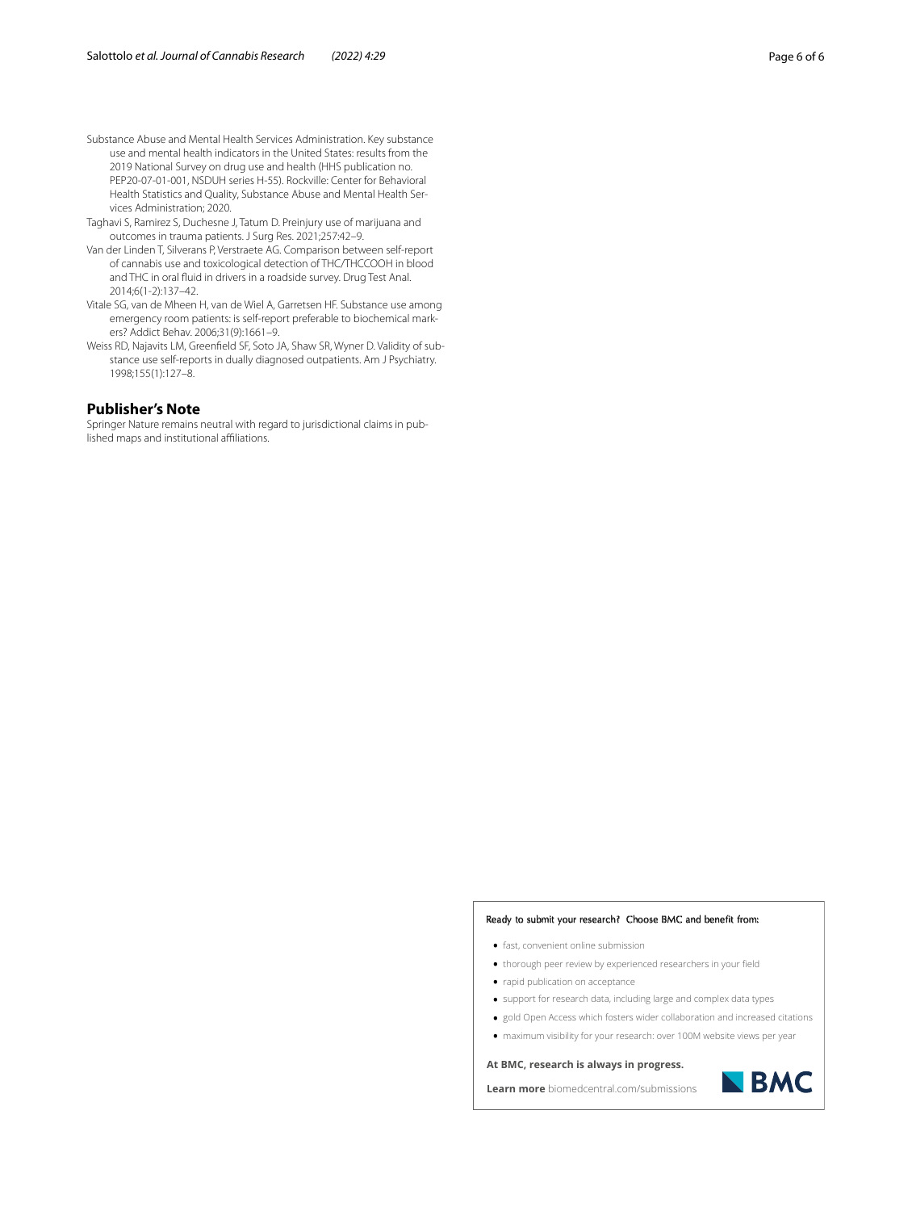Substance Abuse and Mental Health Services Administration. Key substance use and mental health indicators in the United States: results from the 2019 National Survey on drug use and health (HHS publication no. PEP20-07-01-001, NSDUH series H-55). Rockville: Center for Behavioral Health Statistics and Quality, Substance Abuse and Mental Health Services Administration; 2020.

Taghavi S, Ramirez S, Duchesne J, Tatum D. Preinjury use of marijuana and outcomes in trauma patients. J Surg Res. 2021;257:42–9.

Van der Linden T, Silverans P, Verstraete AG. Comparison between self-report of cannabis use and toxicological detection of THC/THCCOOH in blood and THC in oral fluid in drivers in a roadside survey. Drug Test Anal. 2014;6(1-2):137–42.

Vitale SG, van de Mheen H, van de Wiel A, Garretsen HF. Substance use among emergency room patients: is self-report preferable to biochemical markers? Addict Behav. 2006;31(9):1661–9.

Weiss RD, Najavits LM, Greenfield SF, Soto JA, Shaw SR, Wyner D. Validity of substance use self-reports in dually diagnosed outpatients. Am J Psychiatry. 1998;155(1):127–8.

## Publisher's Note

Springer Nature remains neutral with regard to jurisdictional claims in published maps and institutional affiliations.

Ready to submit your research? Choose BMC and benefit from:

- fast, convenient online submission
- thorough peer review by experienced researchers in your field
- rapid publication on acceptance
- support for research data, including large and complex data types
- gold Open Access which fosters wider collaboration and increased citations
- maximum visibility for your research: over 100M website views per year

**At BMC, research is always in progress.**

**Learn more** biomedcentral.com/submissions

BMC